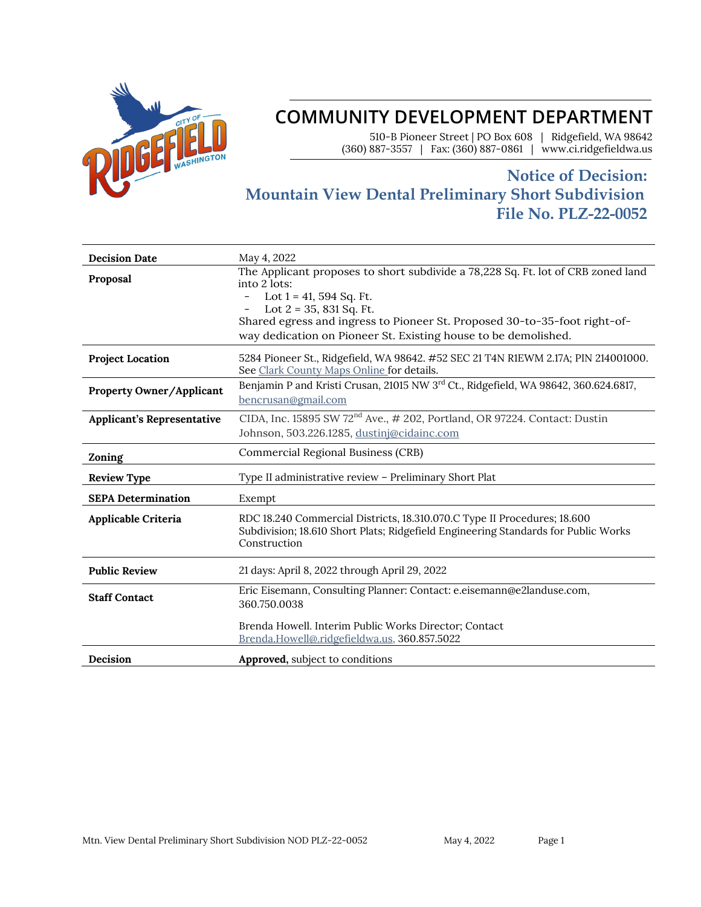# COMMUNITY DEVELOPMENT DEPARTMENT

510-B Pioneer Street | PO Box 608 | Ridgefield, WA 98642
(360) 887-3557 | Fax: (360) 887-0861 | www.ci.ridgefieldwa.us

## Notice of Decision: Mountain View Dental Preliminary Short Subdivision File No. PLZ-22-0052

| | |
|---|---|
| **Decision Date** | May 4, 2022 |
| **Proposal** | The Applicant proposes to short subdivide a 78,228 Sq. Ft. lot of CRB zoned land into 2 lots:<br>- Lot 1 = 41, 594 Sq. Ft.<br>- Lot 2 = 35, 831 Sq. Ft.<br>Shared egress and ingress to Pioneer St. Proposed 30-to-35-foot right-of-way dedication on Pioneer St. Existing house to be demolished. |
| **Project Location** | 5284 Pioneer St., Ridgefield, WA 98642. #52 SEC 21 T4N R1EWM 2.17A; PIN 214001000. See Clark County Maps Online for details. |
| **Property Owner/Applicant** | Benjamin P and Kristi Crusan, 21015 NW 3rd Ct., Ridgefield, WA 98642, 360.624.6817, bencrusan@gmail.com |
| **Applicant's Representative** | CIDA, Inc. 15895 SW 72nd Ave., # 202, Portland, OR 97224. Contact: Dustin Johnson, 503.226.1285, dustinj@cidainc.com |
| **Zoning** | Commercial Regional Business (CRB) |
| **Review Type** | Type II administrative review – Preliminary Short Plat |
| **SEPA Determination** | Exempt |
| **Applicable Criteria** | RDC 18.240 Commercial Districts, 18.310.070.C Type II Procedures; 18.600 Subdivision; 18.610 Short Plats; Ridgefield Engineering Standards for Public Works Construction |
| **Public Review** | 21 days: April 8, 2022 through April 29, 2022 |
| **Staff Contact** | Eric Eisemann, Consulting Planner: Contact: e.eisemann@e2landuse.com, 360.750.0038<br><br>Brenda Howell. Interim Public Works Director; Contact Brenda.Howell@.ridgefieldwa.us, 360.857.5022 |
| **Decision** | **Approved,** subject to conditions |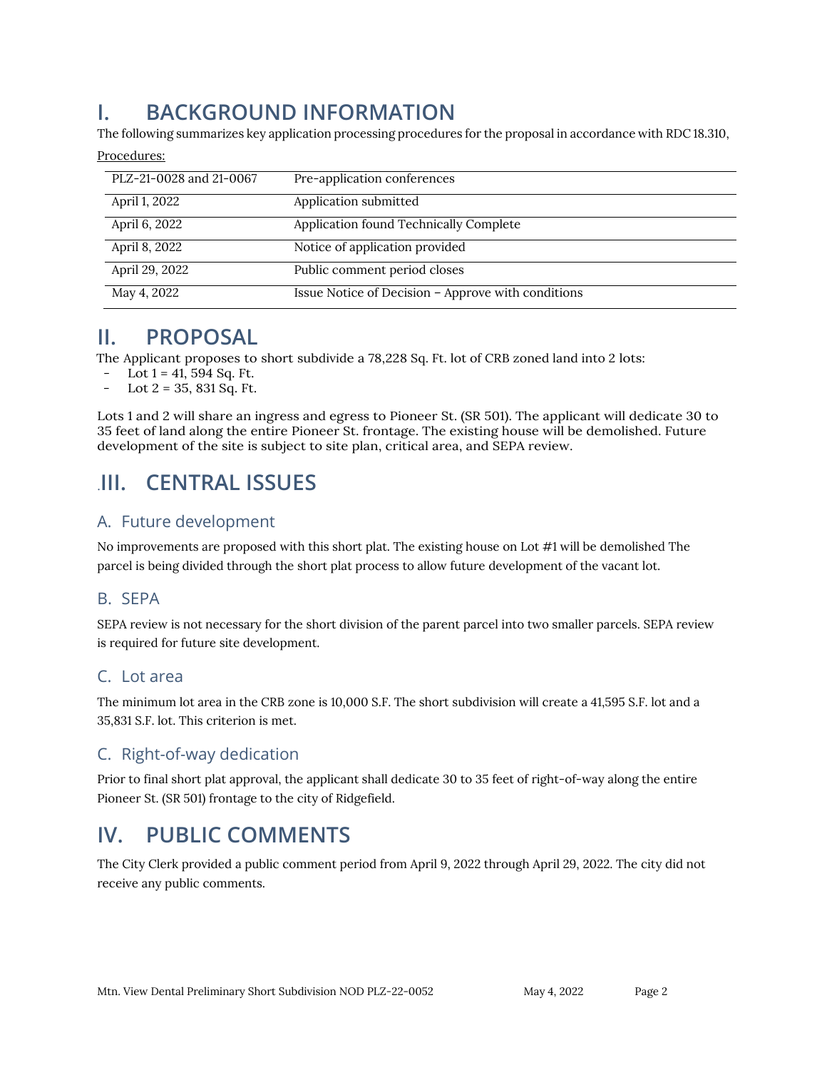# I. BACKGROUND INFORMATION

The following summarizes key application processing procedures for the proposal in accordance with RDC 18.310,

Procedures:

| | |
|---|---|
| PLZ-21-0028 and 21-0067 | Pre-application conferences |
| April 1, 2022 | Application submitted |
| April 6, 2022 | Application found Technically Complete |
| April 8, 2022 | Notice of application provided |
| April 29, 2022 | Public comment period closes |
| May 4, 2022 | Issue Notice of Decision – Approve with conditions |

# II. PROPOSAL

The Applicant proposes to short subdivide a 78,228 Sq. Ft. lot of CRB zoned land into 2 lots:

- Lot 1 = 41, 594 Sq. Ft.
- Lot 2 = 35, 831 Sq. Ft.

Lots 1 and 2 will share an ingress and egress to Pioneer St. (SR 501). The applicant will dedicate 30 to 35 feet of land along the entire Pioneer St. frontage. The existing house will be demolished. Future development of the site is subject to site plan, critical area, and SEPA review.

# .III. CENTRAL ISSUES

## A. Future development

No improvements are proposed with this short plat. The existing house on Lot #1 will be demolished The parcel is being divided through the short plat process to allow future development of the vacant lot.

## B. SEPA

SEPA review is not necessary for the short division of the parent parcel into two smaller parcels. SEPA review is required for future site development.

## C. Lot area

The minimum lot area in the CRB zone is 10,000 S.F. The short subdivision will create a 41,595 S.F. lot and a 35,831 S.F. lot. This criterion is met.

## C. Right-of-way dedication

Prior to final short plat approval, the applicant shall dedicate 30 to 35 feet of right-of-way along the entire Pioneer St. (SR 501) frontage to the city of Ridgefield.

# IV. PUBLIC COMMENTS

The City Clerk provided a public comment period from April 9, 2022 through April 29, 2022. The city did not receive any public comments.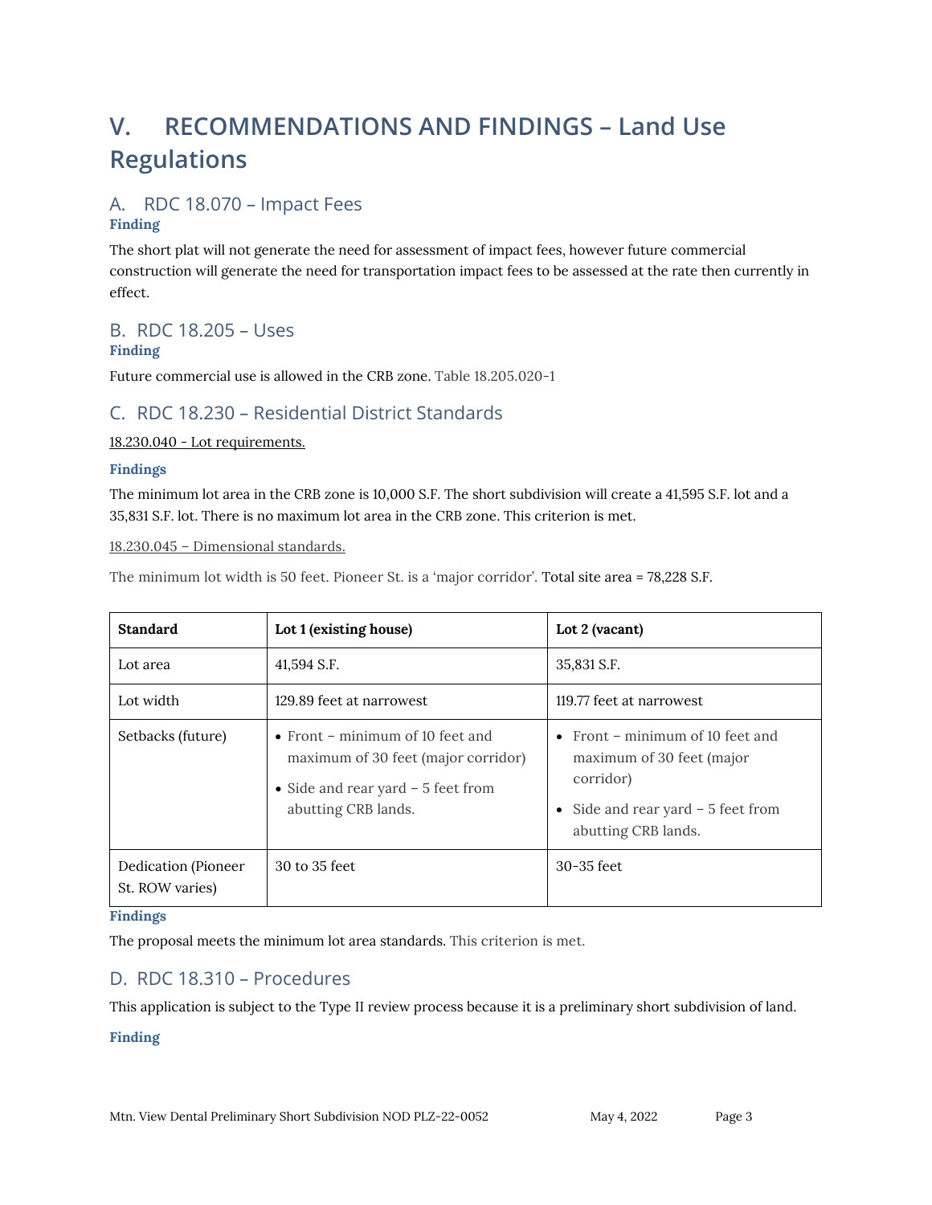# V. RECOMMENDATIONS AND FINDINGS – Land Use Regulations

## A. RDC 18.070 – Impact Fees

**Finding**

The short plat will not generate the need for assessment of impact fees, however future commercial construction will generate the need for transportation impact fees to be assessed at the rate then currently in effect.

## B. RDC 18.205 – Uses

**Finding**

Future commercial use is allowed in the CRB zone. Table 18.205.020-1

## C. RDC 18.230 – Residential District Standards

18.230.040 - Lot requirements.

**Findings**

The minimum lot area in the CRB zone is 10,000 S.F. The short subdivision will create a 41,595 S.F. lot and a 35,831 S.F. lot. There is no maximum lot area in the CRB zone. This criterion is met.

18.230.045 – Dimensional standards.

The minimum lot width is 50 feet. Pioneer St. is a 'major corridor'. Total site area = 78,228 S.F.

| Standard | Lot 1 (existing house) | Lot 2 (vacant) |
|---|---|---|
| Lot area | 41,594 S.F. | 35,831 S.F. |
| Lot width | 129.89 feet at narrowest | 119.77 feet at narrowest |
| Setbacks (future) | • Front – minimum of 10 feet and maximum of 30 feet (major corridor)<br>• Side and rear yard – 5 feet from abutting CRB lands. | • Front – minimum of 10 feet and maximum of 30 feet (major corridor)<br>• Side and rear yard – 5 feet from abutting CRB lands. |
| Dedication (Pioneer St. ROW varies) | 30 to 35 feet | 30-35 feet |

**Findings**

The proposal meets the minimum lot area standards. This criterion is met.

## D. RDC 18.310 – Procedures

This application is subject to the Type II review process because it is a preliminary short subdivision of land.

**Finding**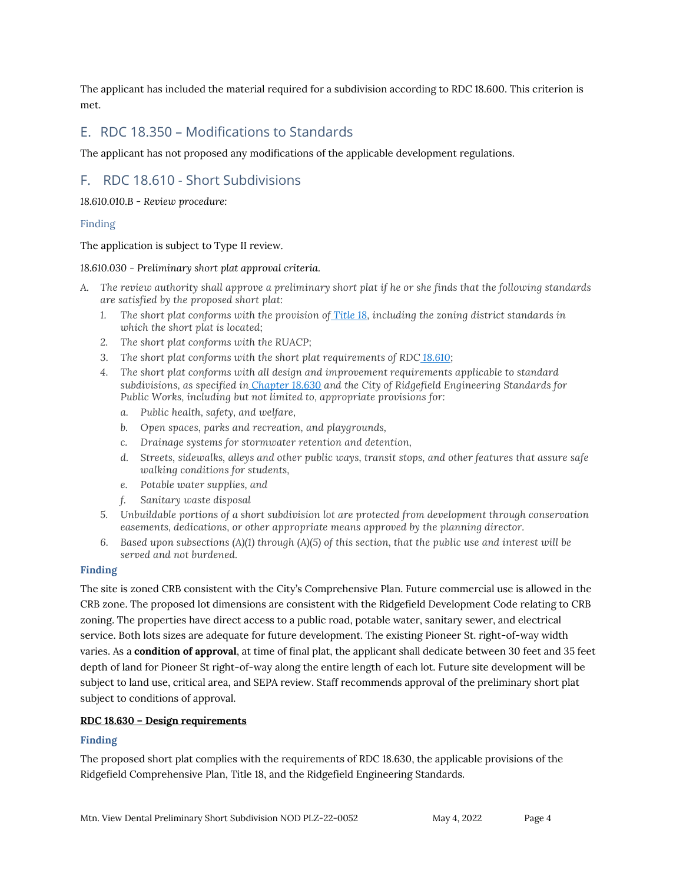The applicant has included the material required for a subdivision according to RDC 18.600. This criterion is met.

## E. RDC 18.350 – Modifications to Standards

The applicant has not proposed any modifications of the applicable development regulations.

## F. RDC 18.610 - Short Subdivisions

18.610.010.B - *Review procedure:*

### Finding

The application is subject to Type II review.

18.610.030 - *Preliminary short plat approval criteria.*

A. *The review authority shall approve a preliminary short plat if he or she finds that the following standards are satisfied by the proposed short plat:*
   1. *The short plat conforms with the provision of [Title 18](), including the zoning district standards in which the short plat is located;*
   2. *The short plat conforms with the RUACP;*
   3. *The short plat conforms with the short plat requirements of RDC [18.610]();*
   4. *The short plat conforms with all design and improvement requirements applicable to standard subdivisions, as specified in [Chapter 18.630]() and the City of Ridgefield Engineering Standards for Public Works, including but not limited to, appropriate provisions for:*
      a. *Public health, safety, and welfare,*
      b. *Open spaces, parks and recreation, and playgrounds,*
      c. *Drainage systems for stormwater retention and detention,*
      d. *Streets, sidewalks, alleys and other public ways, transit stops, and other features that assure safe walking conditions for students,*
      e. *Potable water supplies, and*
      f. *Sanitary waste disposal*
   5. *Unbuildable portions of a short subdivision lot are protected from development through conservation easements, dedications, or other appropriate means approved by the planning director.*
   6. *Based upon subsections (A)(1) through (A)(5) of this section, that the public use and interest will be served and not burdened.*

**Finding**

The site is zoned CRB consistent with the City's Comprehensive Plan. Future commercial use is allowed in the CRB zone. The proposed lot dimensions are consistent with the Ridgefield Development Code relating to CRB zoning. The properties have direct access to a public road, potable water, sanitary sewer, and electrical service. Both lots sizes are adequate for future development. The existing Pioneer St. right-of-way width varies. As a **condition of approval**, at time of final plat, the applicant shall dedicate between 30 feet and 35 feet depth of land for Pioneer St right-of-way along the entire length of each lot. Future site development will be subject to land use, critical area, and SEPA review. Staff recommends approval of the preliminary short plat subject to conditions of approval.

**RDC 18.630 – Design requirements**

**Finding**

The proposed short plat complies with the requirements of RDC 18.630, the applicable provisions of the Ridgefield Comprehensive Plan, Title 18, and the Ridgefield Engineering Standards.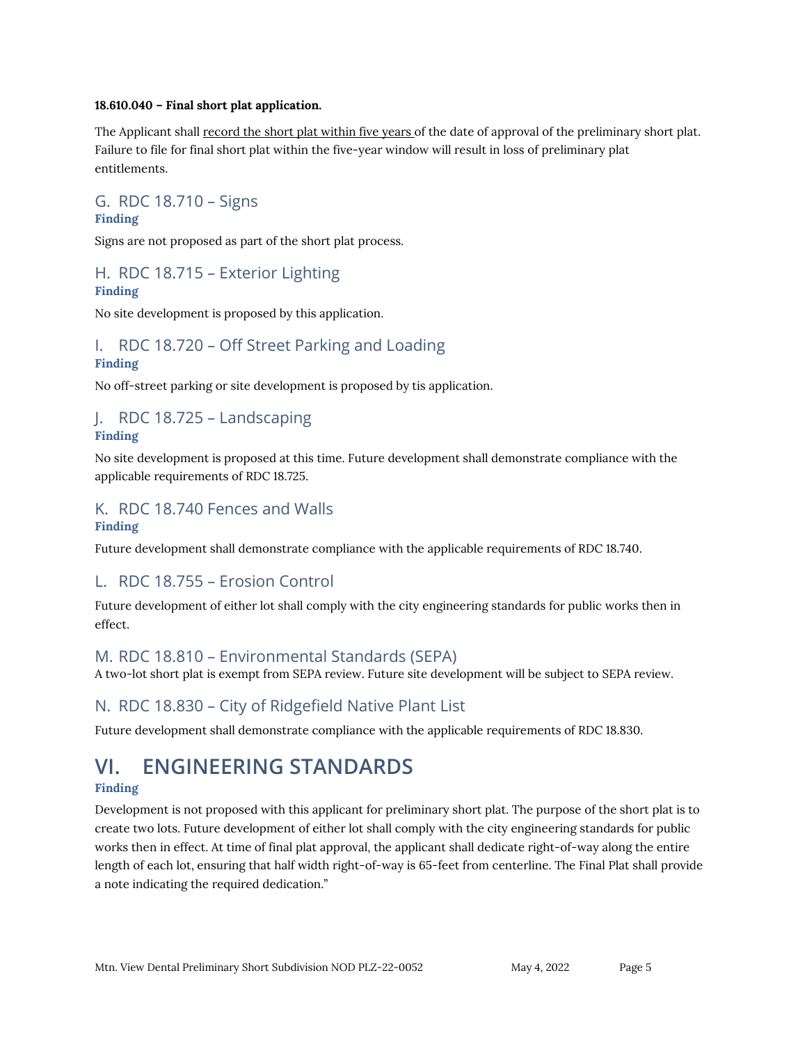**18.610.040 – Final short plat application.**

The Applicant shall <u>record the short plat within five years</u> of the date of approval of the preliminary short plat. Failure to file for final short plat within the five-year window will result in loss of preliminary plat entitlements.

### G. RDC 18.710 – Signs

**Finding**

Signs are not proposed as part of the short plat process.

### H. RDC 18.715 – Exterior Lighting

**Finding**

No site development is proposed by this application.

### I. RDC 18.720 – Off Street Parking and Loading

**Finding**

No off-street parking or site development is proposed by tis application.

### J. RDC 18.725 – Landscaping

**Finding**

No site development is proposed at this time. Future development shall demonstrate compliance with the applicable requirements of RDC 18.725.

### K. RDC 18.740 Fences and Walls

**Finding**

Future development shall demonstrate compliance with the applicable requirements of RDC 18.740.

### L. RDC 18.755 – Erosion Control

Future development of either lot shall comply with the city engineering standards for public works then in effect.

### M. RDC 18.810 – Environmental Standards (SEPA)

A two-lot short plat is exempt from SEPA review. Future site development will be subject to SEPA review.

### N. RDC 18.830 – City of Ridgefield Native Plant List

Future development shall demonstrate compliance with the applicable requirements of RDC 18.830.

## VI. ENGINEERING STANDARDS

**Finding**

Development is not proposed with this applicant for preliminary short plat. The purpose of the short plat is to create two lots. Future development of either lot shall comply with the city engineering standards for public works then in effect. At time of final plat approval, the applicant shall dedicate right-of-way along the entire length of each lot, ensuring that half width right-of-way is 65-feet from centerline. The Final Plat shall provide a note indicating the required dedication."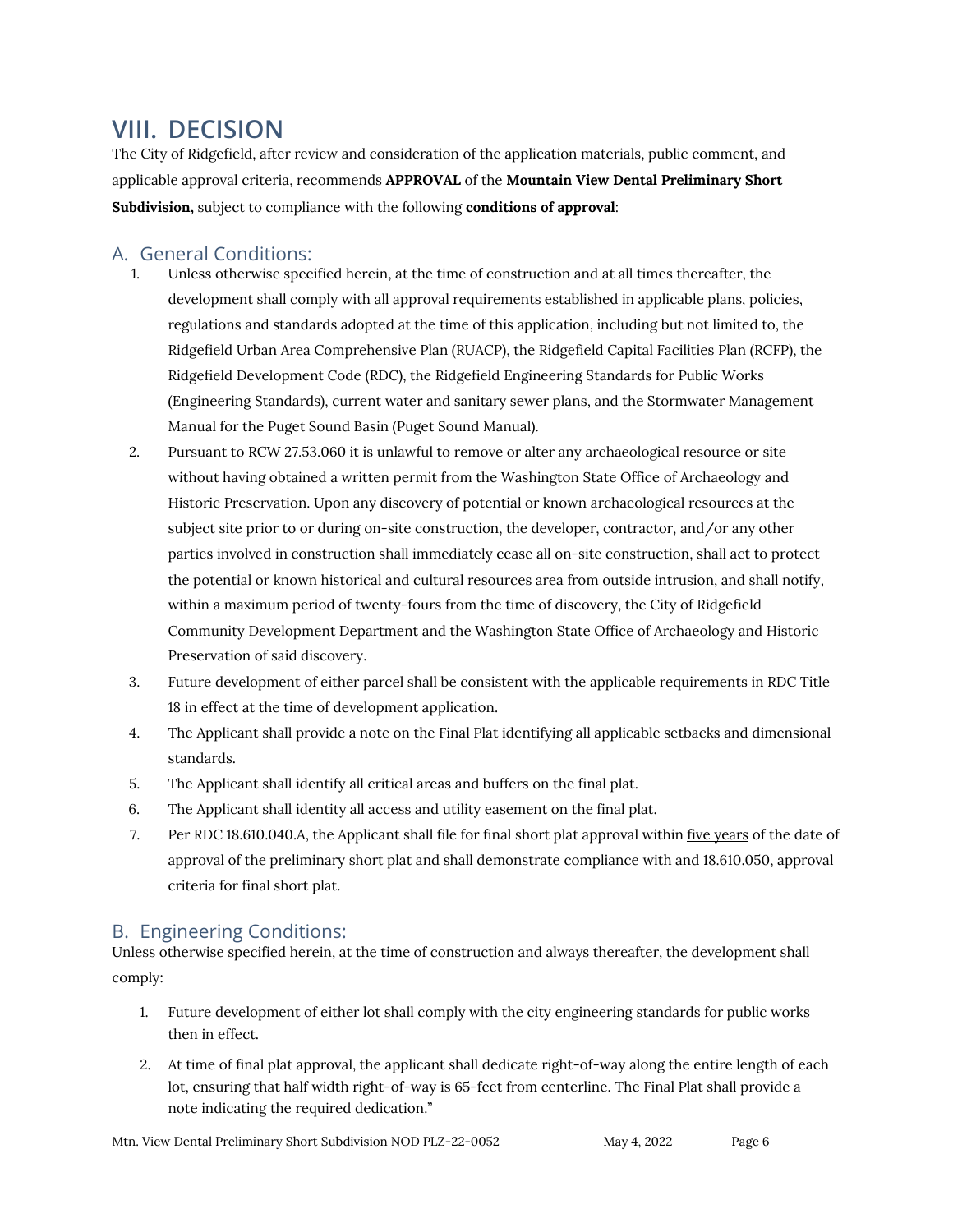# VIII. DECISION

The City of Ridgefield, after review and consideration of the application materials, public comment, and applicable approval criteria, recommends **APPROVAL** of the **Mountain View Dental Preliminary Short Subdivision,** subject to compliance with the following **conditions of approval**:

## A. General Conditions:

1. Unless otherwise specified herein, at the time of construction and at all times thereafter, the development shall comply with all approval requirements established in applicable plans, policies, regulations and standards adopted at the time of this application, including but not limited to, the Ridgefield Urban Area Comprehensive Plan (RUACP), the Ridgefield Capital Facilities Plan (RCFP), the Ridgefield Development Code (RDC), the Ridgefield Engineering Standards for Public Works (Engineering Standards), current water and sanitary sewer plans, and the Stormwater Management Manual for the Puget Sound Basin (Puget Sound Manual).
2. Pursuant to RCW 27.53.060 it is unlawful to remove or alter any archaeological resource or site without having obtained a written permit from the Washington State Office of Archaeology and Historic Preservation. Upon any discovery of potential or known archaeological resources at the subject site prior to or during on-site construction, the developer, contractor, and/or any other parties involved in construction shall immediately cease all on-site construction, shall act to protect the potential or known historical and cultural resources area from outside intrusion, and shall notify, within a maximum period of twenty-fours from the time of discovery, the City of Ridgefield Community Development Department and the Washington State Office of Archaeology and Historic Preservation of said discovery.
3. Future development of either parcel shall be consistent with the applicable requirements in RDC Title 18 in effect at the time of development application.
4. The Applicant shall provide a note on the Final Plat identifying all applicable setbacks and dimensional standards.
5. The Applicant shall identify all critical areas and buffers on the final plat.
6. The Applicant shall identity all access and utility easement on the final plat.
7. Per RDC 18.610.040.A, the Applicant shall file for final short plat approval within five years of the date of approval of the preliminary short plat and shall demonstrate compliance with and 18.610.050, approval criteria for final short plat.

## B. Engineering Conditions:

Unless otherwise specified herein, at the time of construction and always thereafter, the development shall comply:

1. Future development of either lot shall comply with the city engineering standards for public works then in effect.
2. At time of final plat approval, the applicant shall dedicate right-of-way along the entire length of each lot, ensuring that half width right-of-way is 65-feet from centerline. The Final Plat shall provide a note indicating the required dedication."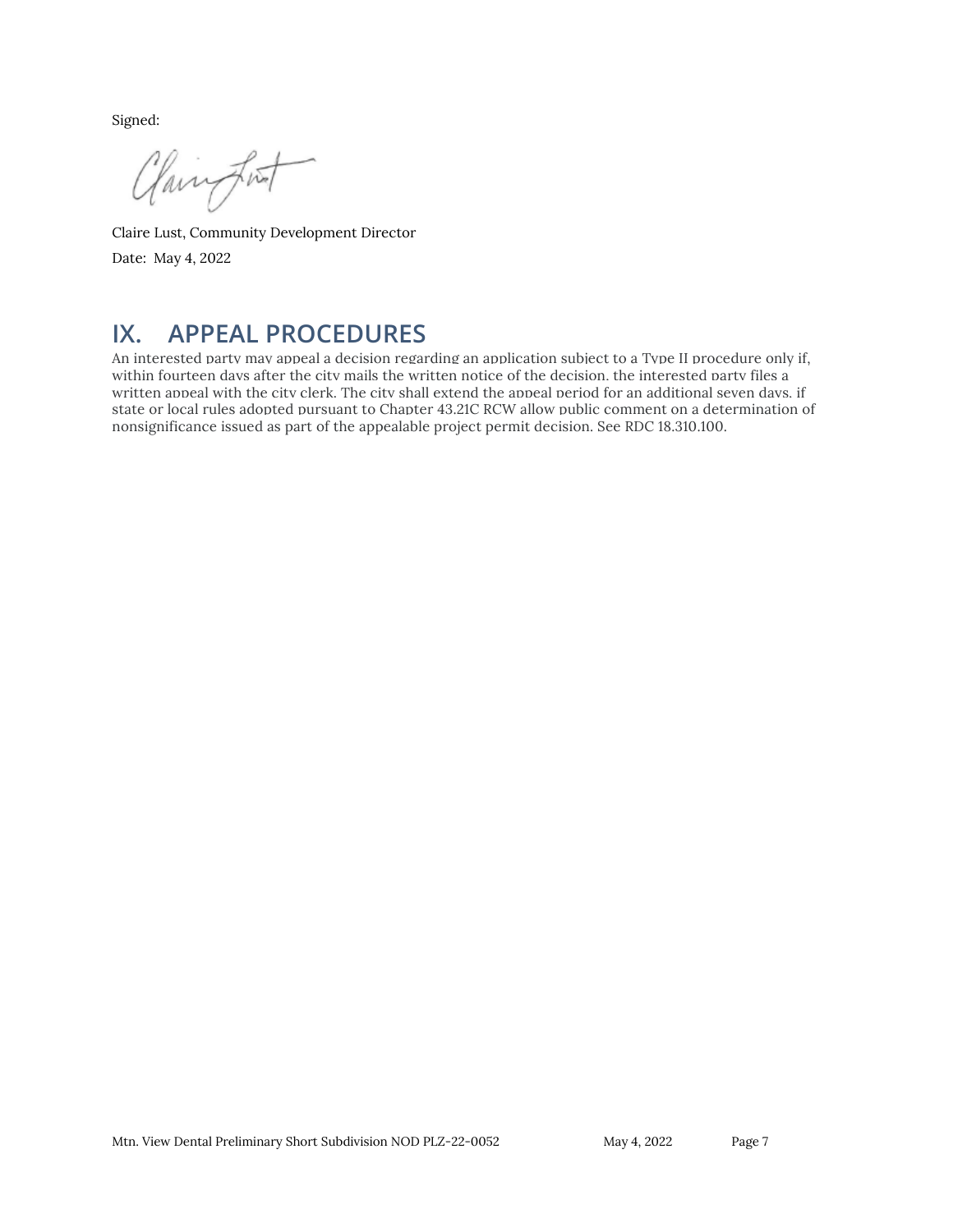Signed:

Claire Lust, Community Development Director

Date: May 4, 2022

## IX. APPEAL PROCEDURES

An interested party may appeal a decision regarding an application subject to a Type II procedure only if, within fourteen days after the city mails the written notice of the decision, the interested party files a written appeal with the city clerk. The city shall extend the appeal period for an additional seven days, if state or local rules adopted pursuant to Chapter 43.21C RCW allow public comment on a determination of nonsignificance issued as part of the appealable project permit decision. See RDC 18.310.100.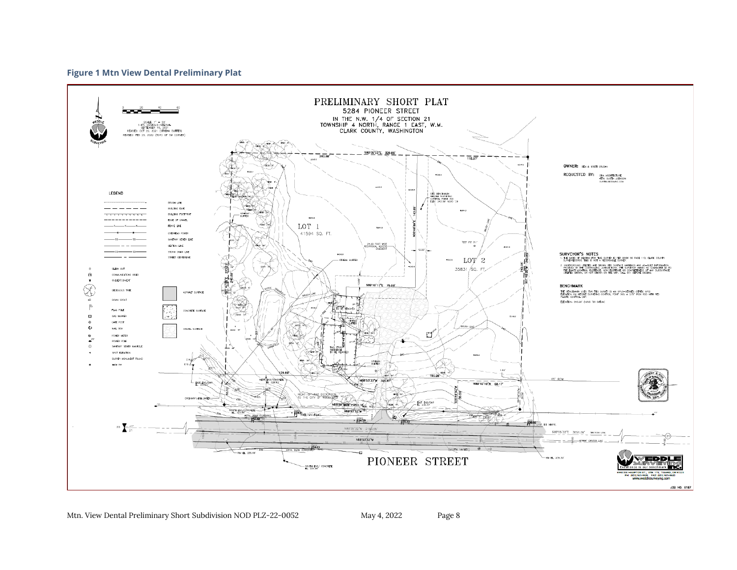**Figure 1 Mtn View Dental Preliminary Plat**

PRELIMINARY SHORT PLAT

5284 PIONEER STREET

IN THE N.W. 1/4 OF SECTION 21

TOWNSHIP 4 NORTH, RANGE 1 EAST, W.M.

CLARK COUNTY, WASHINGTON

SCALE: 1" = 20'

1-FT. CONTOUR INTERVAL

SEPTEMBER 16, 2021

REVISED: OCT 20, 2021 (STREAM BUFFER)

REVISED: FEB 25, 2022 (TOPO OF SW CORNER)

LOT 1

41594 SQ. FT.

LOT 2

35831 SQ. FT.

PIONEER STREET

OWNER: BEN & KRISTI CRUSAN

REQUESTED BY: OEM ARCHITECTURE ATTN: DUSTIN JOHNSON

SURVEYOR'S NOTES

1. THE BASIS OF BEARING FOR THIS SURVEY IS PER BOOK 56 PAGE 110, CLARK COUNTY SURVEY RECORDS. THIS IS NOT A RECORDABLE SURVEY.

2. UNDERGROUND UTILITIES ARE SHOWN PER SURFACE MARKINGS AND AS-BUILT INFORMATION PROVIDED BY THE CONTROLLING JURISDICTIONS. THE SURVEYOR MAKES NO GUARANTEE AS TO THE EXACT LOCATION, EXISTENCE, NON-EXISTENCE OR COMPLETENESS OF ANY SUBSURFACE UTILITIES SHOWN, OR NOT SHOWN ON THIS MAP. CALL 811 BEFORE DIGGING.

BENCHMARK

THE BENCHMARK USED FOR THIS SURVEY IS AN OPUS-DERIVED (GNSS) ELEVATION ON WEDDLE SURVEYING CONTROL POINT 300, A 5/8" IRON ROD WITH RED PLASTIC CONTROL CAP.

ELEVATION: 243.59' (NAVD '88 DATUM)

LEGEND

BRUSH LINE

BUILDING EAVE

BUILDING FOOTPRINT

EDGE OF GRAVEL

FENCE LINE

OVERHEAD POWER

SANITARY SEWER LINE

SECTION LINE

STORM DRAIN LINE

STREET CENTERLINE

CLEAN OUT

COMMUNICATIONS RISER

CULVERT INVERT

DECIDUOUS TREE

DOWN SPOUT

FLAG POLE

GAS MARKER

GATE POST

MAIL BOX

POWER METER

POWER POLE

SANITARY SEWER MANHOLE

SPOT ELEVATION

SURVEY MONUMENT FOUND

TEST PIT

ASPHALT SURFACE

CONCRETE SURFACE

GRAVEL SURFACE

S89°00'03"E 320.85'

200.88'

119.97'

N00°49'49"E 143.85'

24.00 FOOT WIDE RECIPROCAL ACCESS EASEMENT

S89°10'11"E 75.00'

N88°53'33"W 329.87'

129.89'

190.98'

N89°10'10"W 88.17'

RIGHT-OF-WAY DEDICATION TO THE CITY OF RIDGEFIELD

ORDINARY HIGH WATER

60' ROW

S89°05'32"E 3051.09' SECTION LINE

STREET CENTER LINE

WEDDLE SURVEYING INC. Excellence is our benchmark

www.weddlesurveying.com

JOB NO. 6187